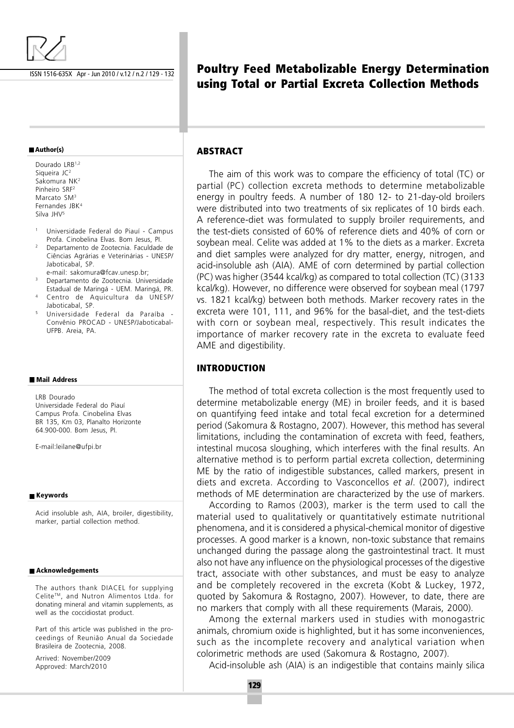# Poultry Feed Metabolizable Energy Determination using Total or Partial Excreta Collection Methods

## Author(s)

Dourado LRB[1,2]
Siqueira JC[2]
Sakomura NK[2]
Pinheiro SRF[2]
Marcato SM[3]
Fernandes JBK[4]
Silva JHV[5]

[1] Universidade Federal do Piauí - Campus Profa. Cinobelina Elvas. Bom Jesus, PI.
[2] Departamento de Zootecnia. Faculdade de Ciências Agrárias e Veterinárias - UNESP/ Jaboticabal, SP.
e-mail: sakomura@fcav.unesp.br;
[3] Departamento de Zootecnia. Universidade Estadual de Maringá - UEM. Maringá, PR.
[4] Centro de Aquicultura da UNESP/ Jaboticabal, SP.
[5] Universidade Federal da Paraíba - Convênio PROCAD - UNESP/Jaboticabal- UFPB. Areia, PA.

## Mail Address

LRB Dourado
Universidade Federal do Piauí
Campus Profa. Cinobelina Elvas
BR 135, Km 03, Planalto Horizonte
64.900-000. Bom Jesus, PI.

E-mail:leilane@ufpi.br

## Keywords

Acid insoluble ash, AIA, broiler, digestibility, marker, partial collection method.

## Acknowledgements

The authors thank DIACEL for supplying Celite™, and Nutron Alimentos Ltda. for donating mineral and vitamin supplements, as well as the coccidiostat product.

Part of this article was published in the proceedings of Reunião Anual da Sociedade Brasileira de Zootecnia, 2008.

Arrived: November/2009
Approved: March/2010

## ABSTRACT

The aim of this work was to compare the efficiency of total (TC) or partial (PC) collection excreta methods to determine metabolizable energy in poultry feeds. A number of 180 12- to 21-day-old broilers were distributed into two treatments of six replicates of 10 birds each. A reference-diet was formulated to supply broiler requirements, and the test-diets consisted of 60% of reference diets and 40% of corn or soybean meal. Celite was added at 1% to the diets as a marker. Excreta and diet samples were analyzed for dry matter, energy, nitrogen, and acid-insoluble ash (AIA). AME of corn determined by partial collection (PC) was higher (3544 kcal/kg) as compared to total collection (TC) (3133 kcal/kg). However, no difference were observed for soybean meal (1797 vs. 1821 kcal/kg) between both methods. Marker recovery rates in the excreta were 101, 111, and 96% for the basal-diet, and the test-diets with corn or soybean meal, respectively. This result indicates the importance of marker recovery rate in the excreta to evaluate feed AME and digestibility.

## INTRODUCTION

The method of total excreta collection is the most frequently used to determine metabolizable energy (ME) in broiler feeds, and it is based on quantifying feed intake and total fecal excretion for a determined period (Sakomura & Rostagno, 2007). However, this method has several limitations, including the contamination of excreta with feed, feathers, intestinal mucosa sloughing, which interferes with the final results. An alternative method is to perform partial excreta collection, determining ME by the ratio of indigestible substances, called markers, present in diets and excreta. According to Vasconcellos *et al*. (2007), indirect methods of ME determination are characterized by the use of markers.

According to Ramos (2003), marker is the term used to call the material used to qualitatively or quantitatively estimate nutritional phenomena, and it is considered a physical-chemical monitor of digestive processes. A good marker is a known, non-toxic substance that remains unchanged during the passage along the gastrointestinal tract. It must also not have any influence on the physiological processes of the digestive tract, associate with other substances, and must be easy to analyze and be completely recovered in the excreta (Kobt & Luckey, 1972, quoted by Sakomura & Rostagno, 2007). However, to date, there are no markers that comply with all these requirements (Marais, 2000).

Among the external markers used in studies with monogastric animals, chromium oxide is highlighted, but it has some inconveniences, such as the incomplete recovery and analytical variation when colorimetric methods are used (Sakomura & Rostagno, 2007).

Acid-insoluble ash (AIA) is an indigestible that contains mainly silica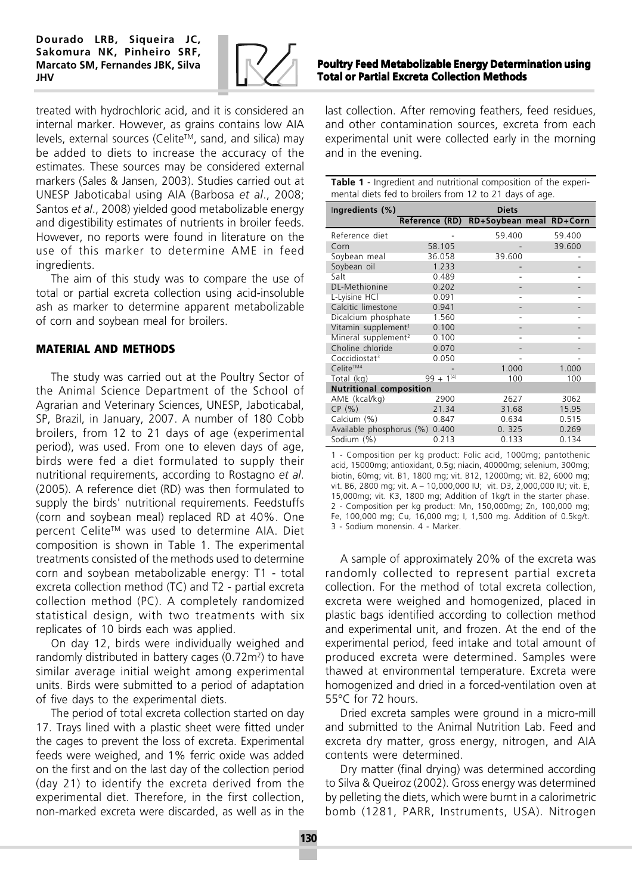treated with hydrochloric acid, and it is considered an internal marker. However, as grains contains low AIA levels, external sources (Celite™, sand, and silica) may be added to diets to increase the accuracy of the estimates. These sources may be considered external markers (Sales & Jansen, 2003). Studies carried out at UNESP Jaboticabal using AIA (Barbosa *et al*., 2008; Santos *et al*., 2008) yielded good metabolizable energy and digestibility estimates of nutrients in broiler feeds. However, no reports were found in literature on the use of this marker to determine AME in feed ingredients.

The aim of this study was to compare the use of total or partial excreta collection using acid-insoluble ash as marker to determine apparent metabolizable of corn and soybean meal for broilers.

## MATERIAL AND METHODS

The study was carried out at the Poultry Sector of the Animal Science Department of the School of Agrarian and Veterinary Sciences, UNESP, Jaboticabal, SP, Brazil, in January, 2007. A number of 180 Cobb broilers, from 12 to 21 days of age (experimental period), was used. From one to eleven days of age, birds were fed a diet formulated to supply their nutritional requirements, according to Rostagno *et al*. (2005). A reference diet (RD) was then formulated to supply the birds' nutritional requirements. Feedstuffs (corn and soybean meal) replaced RD at 40%. One percent Celite™ was used to determine AIA. Diet composition is shown in Table 1. The experimental treatments consisted of the methods used to determine corn and soybean metabolizable energy: T1 - total excreta collection method (TC) and T2 - partial excreta collection method (PC). A completely randomized statistical design, with two treatments with six replicates of 10 birds each was applied.

On day 12, birds were individually weighed and randomly distributed in battery cages (0.72m$^2$) to have similar average initial weight among experimental units. Birds were submitted to a period of adaptation of five days to the experimental diets.

The period of total excreta collection started on day 17. Trays lined with a plastic sheet were fitted under the cages to prevent the loss of excreta. Experimental feeds were weighed, and 1% ferric oxide was added on the first and on the last day of the collection period (day 21) to identify the excreta derived from the experimental diet. Therefore, in the first collection, non-marked excreta were discarded, as well as in the last collection. After removing feathers, feed residues, and other contamination sources, excreta from each experimental unit were collected early in the morning and in the evening.

**Table 1** - Ingredient and nutritional composition of the experimental diets fed to broilers from 12 to 21 days of age.

| Ingredients (%) | Diets | | |
|---|---|---|---|
| | Reference (RD) | RD+Soybean meal | RD+Corn |
| Reference diet | - | 59.400 | 59.400 |
| Corn | 58.105 | - | 39.600 |
| Soybean meal | 36.058 | 39.600 | - |
| Soybean oil | 1.233 | - | - |
| Salt | 0.489 | - | - |
| DL-Methionine | 0.202 | - | - |
| L-Lysine HCl | 0.091 | - | - |
| Calcitic limestone | 0.941 | - | - |
| Dicalcium phosphate | 1.560 | - | - |
| Vitamin supplement[1] | 0.100 | - | - |
| Mineral supplement[2] | 0.100 | - | - |
| Choline chloride | 0.070 | - | - |
| Coccidiostat[3] | 0.050 | - | - |
| Celite™[4] | - | 1.000 | 1.000 |
| Total (kg) | 99 + 1[(4)] | 100 | 100 |
| **Nutritional composition** | | | |
| AME (kcal/kg) | 2900 | 2627 | 3062 |
| CP (%) | 21.34 | 31.68 | 15.95 |
| Calcium (%) | 0.847 | 0.634 | 0.515 |
| Available phosphorus (%) | 0.400 | 0. 325 | 0.269 |
| Sodium (%) | 0.213 | 0.133 | 0.134 |

1 - Composition per kg product: Folic acid, 1000mg; pantothenic acid, 15000mg; antioxidant, 0.5g; niacin, 40000mg; selenium, 300mg; biotin, 60mg; vit. B1, 1800 mg; vit. B12, 12000mg; vit. B2, 6000 mg; vit. B6, 2800 mg; vit. A – 10,000,000 IU; vit. D3, 2,000,000 IU; vit. E, 15,000mg; vit. K3, 1800 mg; Addition of 1kg/t in the starter phase. 2 - Composition per kg product: Mn, 150,000mg; Zn, 100,000 mg; Fe, 100,000 mg; Cu, 16,000 mg; I, 1,500 mg. Addition of 0.5kg/t. 3 - Sodium monensin. 4 - Marker.

A sample of approximately 20% of the excreta was randomly collected to represent partial excreta collection. For the method of total excreta collection, excreta were weighed and homogenized, placed in plastic bags identified according to collection method and experimental unit, and frozen. At the end of the experimental period, feed intake and total amount of produced excreta were determined. Samples were thawed at environmental temperature. Excreta were homogenized and dried in a forced-ventilation oven at 55°C for 72 hours.

Dried excreta samples were ground in a micro-mill and submitted to the Animal Nutrition Lab. Feed and excreta dry matter, gross energy, nitrogen, and AIA contents were determined.

Dry matter (final drying) was determined according to Silva & Queiroz (2002). Gross energy was determined by pelleting the diets, which were burnt in a calorimetric bomb (1281, PARR, Instruments, USA). Nitrogen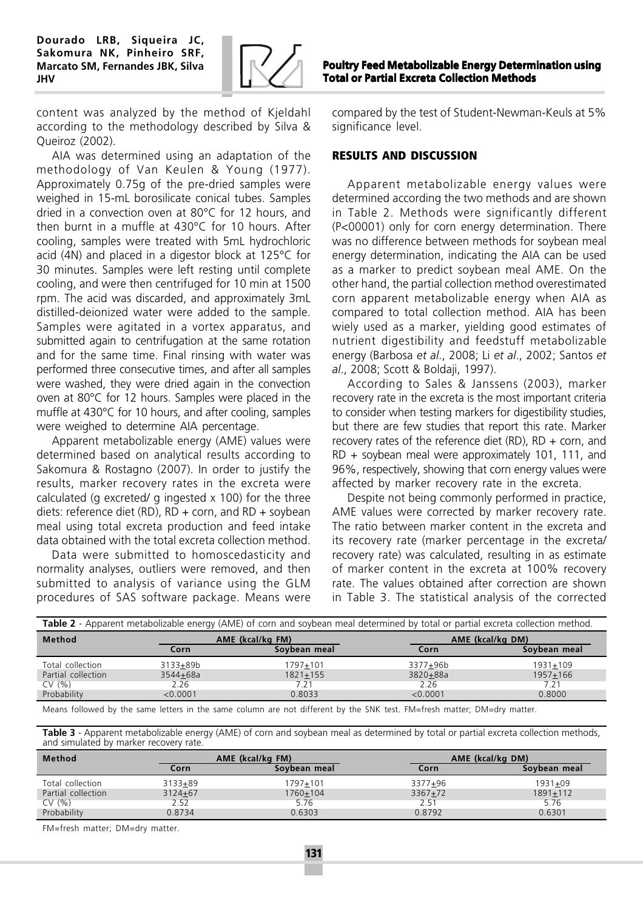content was analyzed by the method of Kjeldahl according to the methodology described by Silva & Queiroz (2002).

AIA was determined using an adaptation of the methodology of Van Keulen & Young (1977). Approximately 0.75g of the pre-dried samples were weighed in 15-mL borosilicate conical tubes. Samples dried in a convection oven at 80°C for 12 hours, and then burnt in a muffle at 430°C for 10 hours. After cooling, samples were treated with 5mL hydrochloric acid (4N) and placed in a digestor block at 125°C for 30 minutes. Samples were left resting until complete cooling, and were then centrifuged for 10 min at 1500 rpm. The acid was discarded, and approximately 3mL distilled-deionized water were added to the sample. Samples were agitated in a vortex apparatus, and submitted again to centrifugation at the same rotation and for the same time. Final rinsing with water was performed three consecutive times, and after all samples were washed, they were dried again in the convection oven at 80°C for 12 hours. Samples were placed in the muffle at 430°C for 10 hours, and after cooling, samples were weighed to determine AIA percentage.

Apparent metabolizable energy (AME) values were determined based on analytical results according to Sakomura & Rostagno (2007). In order to justify the results, marker recovery rates in the excreta were calculated (g excreted/ g ingested x 100) for the three diets: reference diet (RD), RD + corn, and RD + soybean meal using total excreta production and feed intake data obtained with the total excreta collection method.

Data were submitted to homoscedasticity and normality analyses, outliers were removed, and then submitted to analysis of variance using the GLM procedures of SAS software package. Means were compared by the test of Student-Newman-Keuls at 5% significance level.

## RESULTS AND DISCUSSION

Apparent metabolizable energy values were determined according the two methods and are shown in Table 2. Methods were significantly different (P<00001) only for corn energy determination. There was no difference between methods for soybean meal energy determination, indicating the AIA can be used as a marker to predict soybean meal AME. On the other hand, the partial collection method overestimated corn apparent metabolizable energy when AIA as compared to total collection method. AIA has been wiely used as a marker, yielding good estimates of nutrient digestibility and feedstuff metabolizable energy (Barbosa *et al*., 2008; Li *et al*., 2002; Santos *et al*., 2008; Scott & Boldaji, 1997).

According to Sales & Janssens (2003), marker recovery rate in the excreta is the most important criteria to consider when testing markers for digestibility studies, but there are few studies that report this rate. Marker recovery rates of the reference diet (RD), RD + corn, and RD + soybean meal were approximately 101, 111, and 96%, respectively, showing that corn energy values were affected by marker recovery rate in the excreta.

Despite not being commonly performed in practice, AME values were corrected by marker recovery rate. The ratio between marker content in the excreta and its recovery rate (marker percentage in the excreta/ recovery rate) was calculated, resulting in as estimate of marker content in the excreta at 100% recovery rate. The values obtained after correction are shown in Table 3. The statistical analysis of the corrected

**Table 2** - Apparent metabolizable energy (AME) of corn and soybean meal determined by total or partial excreta collection method.

| Method | AME (kcal/kg FM) | | AME (kcal/kg DM) | |
|---|---|---|---|---|
| | Corn | Soybean meal | Corn | Soybean meal |
| Total collection | 3133±89b | 1797±101 | 3377±96b | 1931±109 |
| Partial collection | 3544±68a | 1821±155 | 3820±88a | 1957±166 |
| CV (%) | 2.26 | 7.21 | 2.26 | 7.21 |
| Probability | <0.0001 | 0.8033 | <0.0001 | 0.8000 |

Means followed by the same letters in the same column are not different by the SNK test. FM=fresh matter; DM=dry matter.

**Table 3** - Apparent metabolizable energy (AME) of corn and soybean meal as determined by total or partial excreta collection methods, and simulated by marker recovery rate.

| Method | AME (kcal/kg FM) | | AME (kcal/kg DM) | |
|---|---|---|---|---|
| | Corn | Soybean meal | Corn | Soybean meal |
| Total collection | 3133±89 | 1797±101 | 3377±96 | 1931±09 |
| Partial collection | 3124±67 | 1760±104 | 3367±72 | 1891±112 |
| CV (%) | 2.52 | 5.76 | 2.51 | 5.76 |
| Probability | 0.8734 | 0.6303 | 0.8792 | 0.6301 |

FM=fresh matter; DM=dry matter.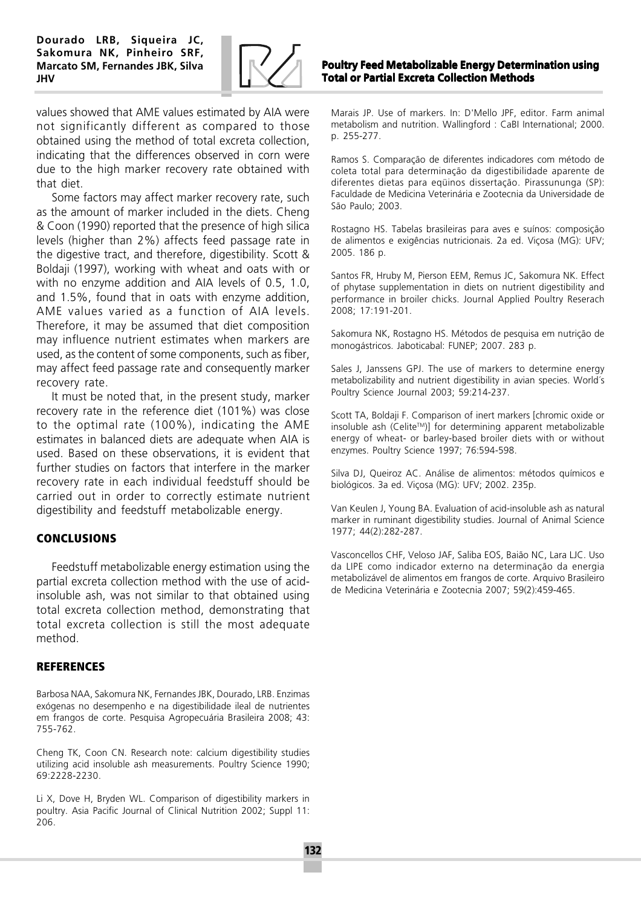values showed that AME values estimated by AIA were not significantly different as compared to those obtained using the method of total excreta collection, indicating that the differences observed in corn were due to the high marker recovery rate obtained with that diet.

Some factors may affect marker recovery rate, such as the amount of marker included in the diets. Cheng & Coon (1990) reported that the presence of high silica levels (higher than 2%) affects feed passage rate in the digestive tract, and therefore, digestibility. Scott & Boldaji (1997), working with wheat and oats with or with no enzyme addition and AIA levels of 0.5, 1.0, and 1.5%, found that in oats with enzyme addition, AME values varied as a function of AIA levels. Therefore, it may be assumed that diet composition may influence nutrient estimates when markers are used, as the content of some components, such as fiber, may affect feed passage rate and consequently marker recovery rate.

It must be noted that, in the present study, marker recovery rate in the reference diet (101%) was close to the optimal rate (100%), indicating the AME estimates in balanced diets are adequate when AIA is used. Based on these observations, it is evident that further studies on factors that interfere in the marker recovery rate in each individual feedstuff should be carried out in order to correctly estimate nutrient digestibility and feedstuff metabolizable energy.

## CONCLUSIONS

Feedstuff metabolizable energy estimation using the partial excreta collection method with the use of acid-insoluble ash, was not similar to that obtained using total excreta collection method, demonstrating that total excreta collection is still the most adequate method.

## REFERENCES

Barbosa NAA, Sakomura NK, Fernandes JBK, Dourado, LRB. Enzimas exógenas no desempenho e na digestibilidade ileal de nutrientes em frangos de corte. Pesquisa Agropecuária Brasileira 2008; 43: 755-762.

Cheng TK, Coon CN. Research note: calcium digestibility studies utilizing acid insoluble ash measurements. Poultry Science 1990; 69:2228-2230.

Li X, Dove H, Bryden WL. Comparison of digestibility markers in poultry. Asia Pacific Journal of Clinical Nutrition 2002; Suppl 11: 206.

Marais JP. Use of markers. In: D'Mello JPF, editor. Farm animal metabolism and nutrition. Wallingford : CaBI International; 2000. p. 255-277.

Ramos S. Comparação de diferentes indicadores com método de coleta total para determinação da digestibilidade aparente de diferentes dietas para eqüinos dissertação. Pirassununga (SP): Faculdade de Medicina Veterinária e Zootecnia da Universidade de São Paulo; 2003.

Rostagno HS. Tabelas brasileiras para aves e suínos: composição de alimentos e exigências nutricionais. 2a ed. Viçosa (MG): UFV; 2005. 186 p.

Santos FR, Hruby M, Pierson EEM, Remus JC, Sakomura NK. Effect of phytase supplementation in diets on nutrient digestibility and performance in broiler chicks. Journal Applied Poultry Reserach 2008; 17:191-201.

Sakomura NK, Rostagno HS. Métodos de pesquisa em nutrição de monogástricos. Jaboticabal: FUNEP; 2007. 283 p.

Sales J, Janssens GPJ. The use of markers to determine energy metabolizability and nutrient digestibility in avian species. World´s Poultry Science Journal 2003; 59:214-237.

Scott TA, Boldaji F. Comparison of inert markers [chromic oxide or insoluble ash (Celite™)] for determining apparent metabolizable energy of wheat- or barley-based broiler diets with or without enzymes. Poultry Science 1997; 76:594-598.

Silva DJ, Queiroz AC. Análise de alimentos: métodos químicos e biológicos. 3a ed. Viçosa (MG): UFV; 2002. 235p.

Van Keulen J, Young BA. Evaluation of acid-insoluble ash as natural marker in ruminant digestibility studies. Journal of Animal Science 1977; 44(2):282-287.

Vasconcellos CHF, Veloso JAF, Saliba EOS, Baião NC, Lara LJC. Uso da LIPE como indicador externo na determinação da energia metabolizável de alimentos em frangos de corte. Arquivo Brasileiro de Medicina Veterinária e Zootecnia 2007; 59(2):459-465.